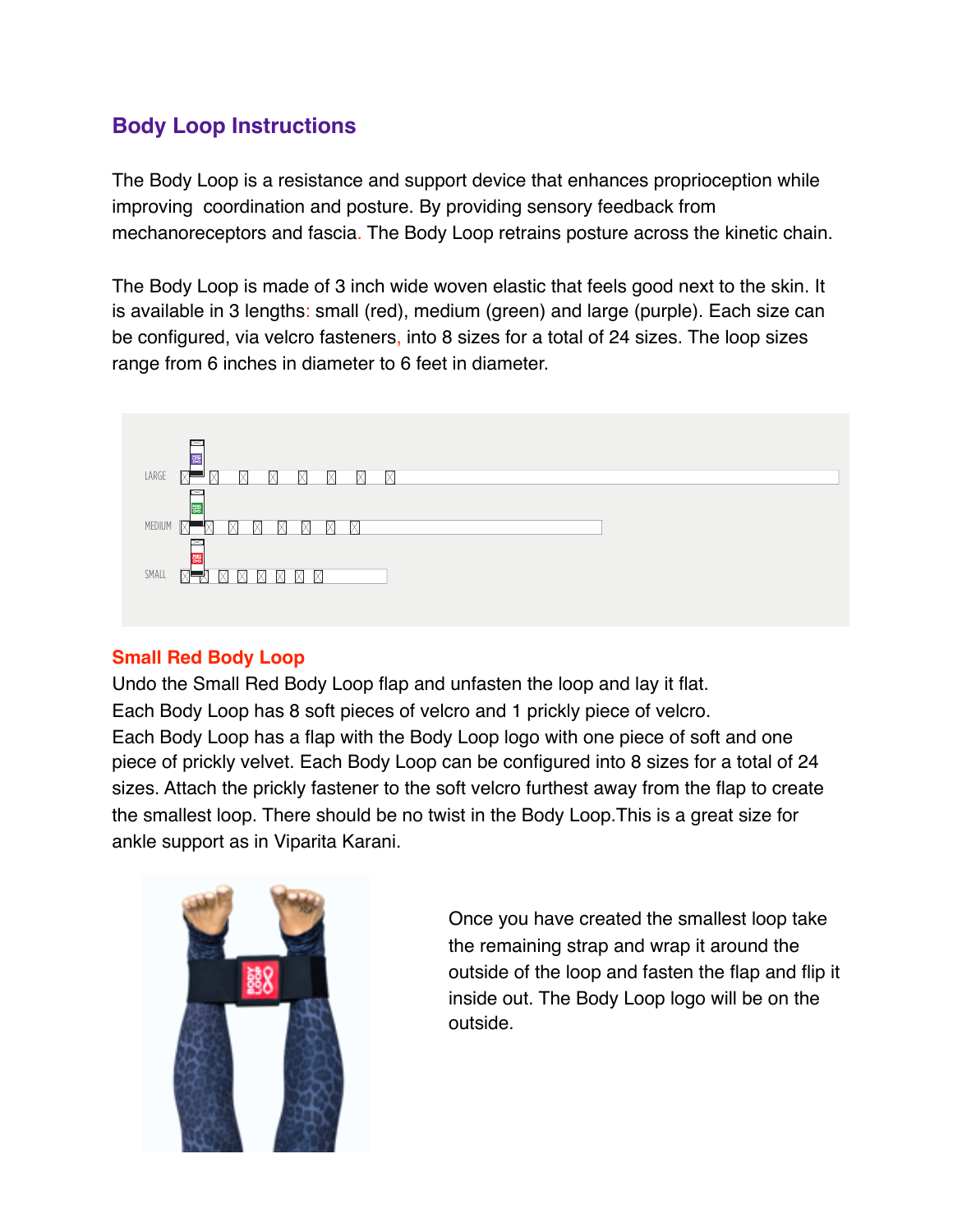## Body Loop Instructions

The Body Loop is a resistance and support device that enhances proprioception while improving coordination and posture. By providing sensory feedback from mechanoreceptors and fascia. The Body Loop retrains posture across the kinetic chain.

The Body Loop is made of 3 inch wide woven elastic that feels good next to the skin. It is available in 3 lengths: small (red), medium (green) and large (purple). Each size can be configured, via velcro fasteners, into 8 sizes for a total of 24 sizes. The loop sizes range from 6 inches in diameter to 6 feet in diameter.

LARGE

MEDIUM

SMALL

### Small Red Body Loop

Undo the Small Red Body Loop flap and unfasten the loop and lay it flat.
Each Body Loop has 8 soft pieces of velcro and 1 prickly piece of velcro.
Each Body Loop has a flap with the Body Loop logo with one piece of soft and one piece of prickly velvet. Each Body Loop can be configured into 8 sizes for a total of 24 sizes. Attach the prickly fastener to the soft velcro furthest away from the flap to create the smallest loop. There should be no twist in the Body Loop.This is a great size for ankle support as in Viparita Karani.

Once you have created the smallest loop take the remaining strap and wrap it around the outside of the loop and fasten the flap and flip it inside out. The Body Loop logo will be on the outside.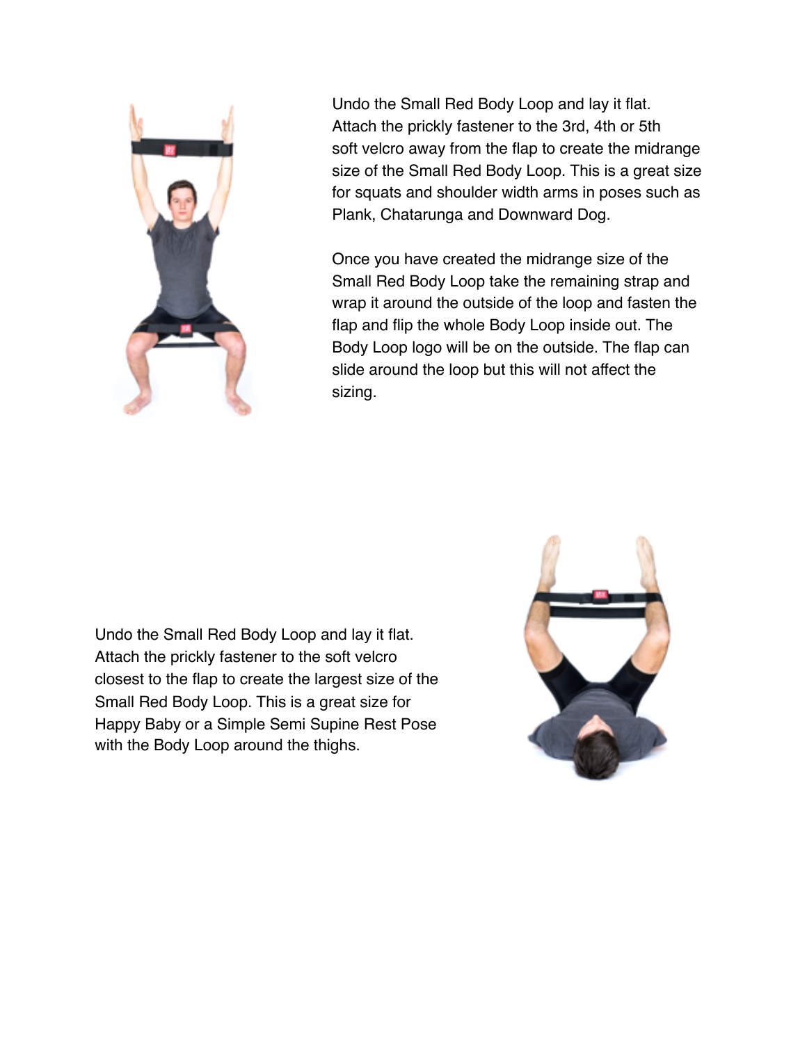Undo the Small Red Body Loop and lay it flat. Attach the prickly fastener to the 3rd, 4th or 5th soft velcro away from the flap to create the midrange size of the Small Red Body Loop. This is a great size for squats and shoulder width arms in poses such as Plank, Chatarunga and Downward Dog.

Once you have created the midrange size of the Small Red Body Loop take the remaining strap and wrap it around the outside of the loop and fasten the flap and flip the whole Body Loop inside out. The Body Loop logo will be on the outside. The flap can slide around the loop but this will not affect the sizing.

Undo the Small Red Body Loop and lay it flat. Attach the prickly fastener to the soft velcro closest to the flap to create the largest size of the Small Red Body Loop. This is a great size for Happy Baby or a Simple Semi Supine Rest Pose with the Body Loop around the thighs.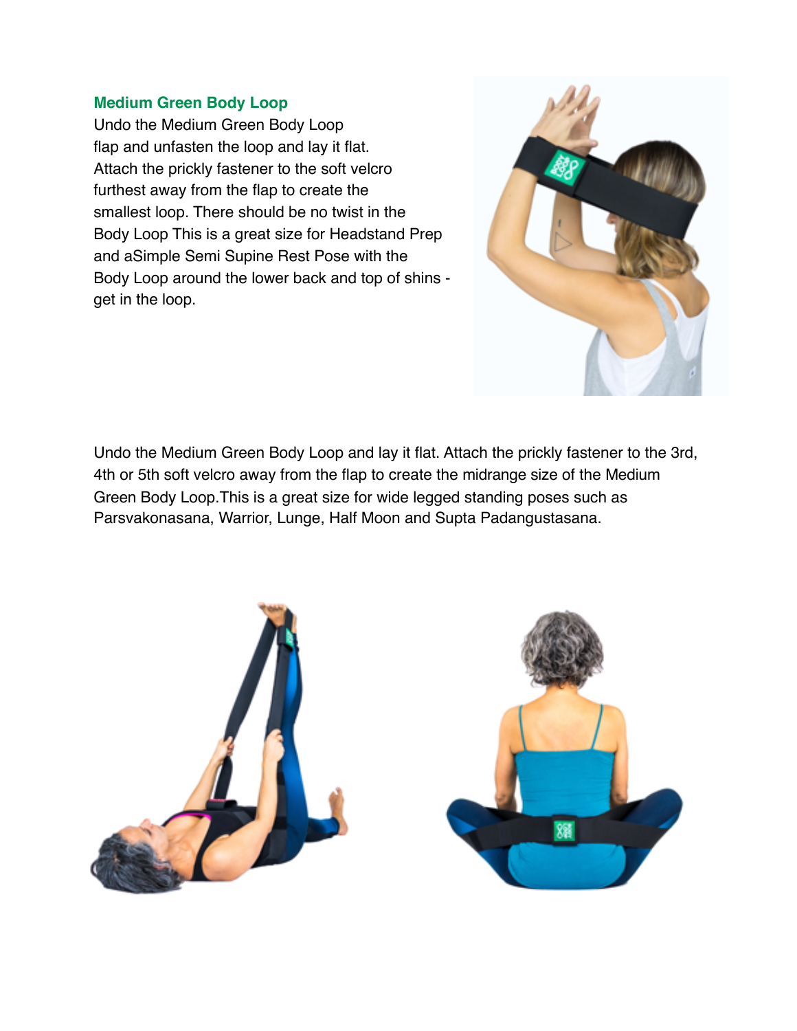### Medium Green Body Loop

Undo the Medium Green Body Loop flap and unfasten the loop and lay it flat. Attach the prickly fastener to the soft velcro furthest away from the flap to create the smallest loop. There should be no twist in the Body Loop This is a great size for Headstand Prep and aSimple Semi Supine Rest Pose with the Body Loop around the lower back and top of shins - get in the loop.

Undo the Medium Green Body Loop and lay it flat. Attach the prickly fastener to the 3rd, 4th or 5th soft velcro away from the flap to create the midrange size of the Medium Green Body Loop.This is a great size for wide legged standing poses such as Parsvakonasana, Warrior, Lunge, Half Moon and Supta Padangustasana.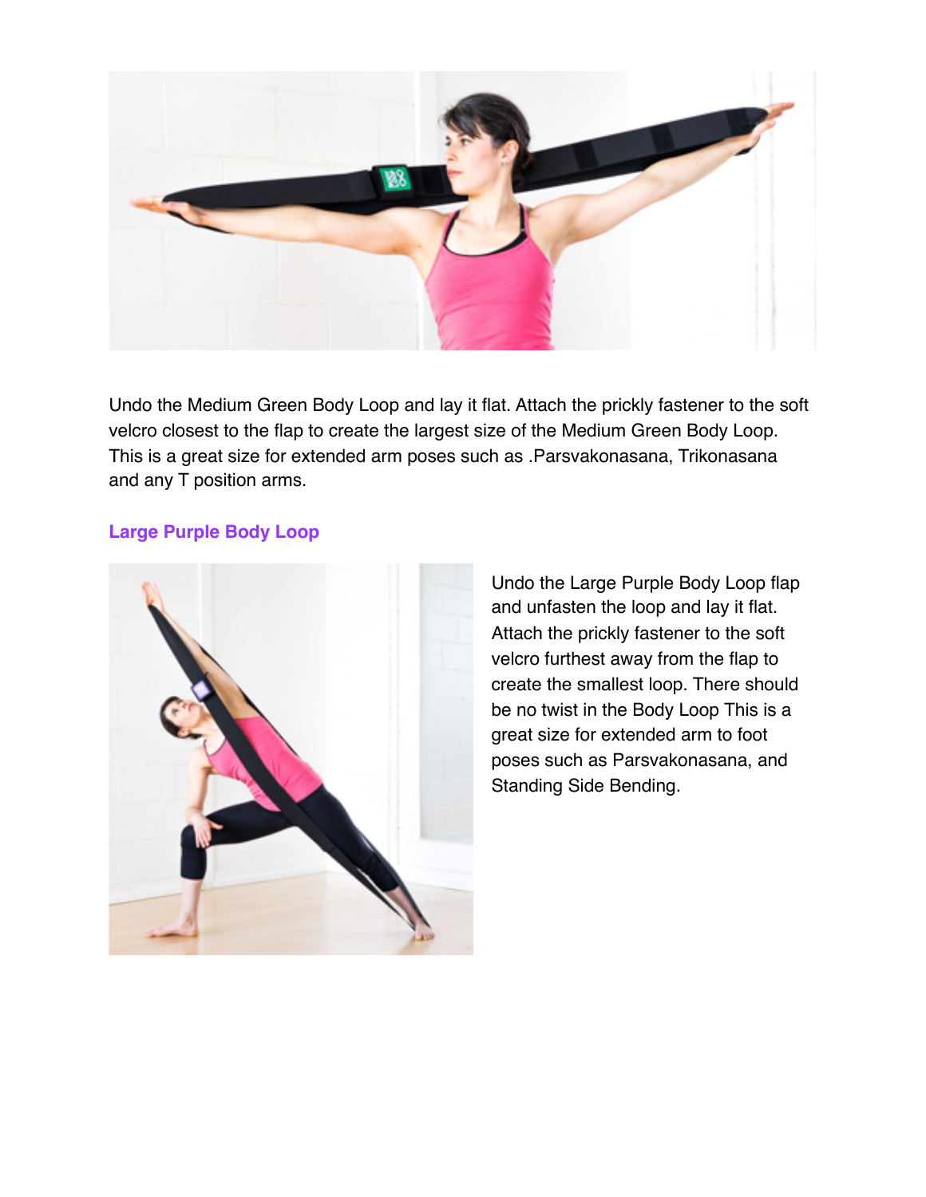Undo the Medium Green Body Loop and lay it flat. Attach the prickly fastener to the soft velcro closest to the flap to create the largest size of the Medium Green Body Loop. This is a great size for extended arm poses such as .Parsvakonasana, Trikonasana and any T position arms.

### Large Purple Body Loop

Undo the Large Purple Body Loop flap and unfasten the loop and lay it flat. Attach the prickly fastener to the soft velcro furthest away from the flap to create the smallest loop. There should be no twist in the Body Loop This is a great size for extended arm to foot poses such as Parsvakonasana, and Standing Side Bending.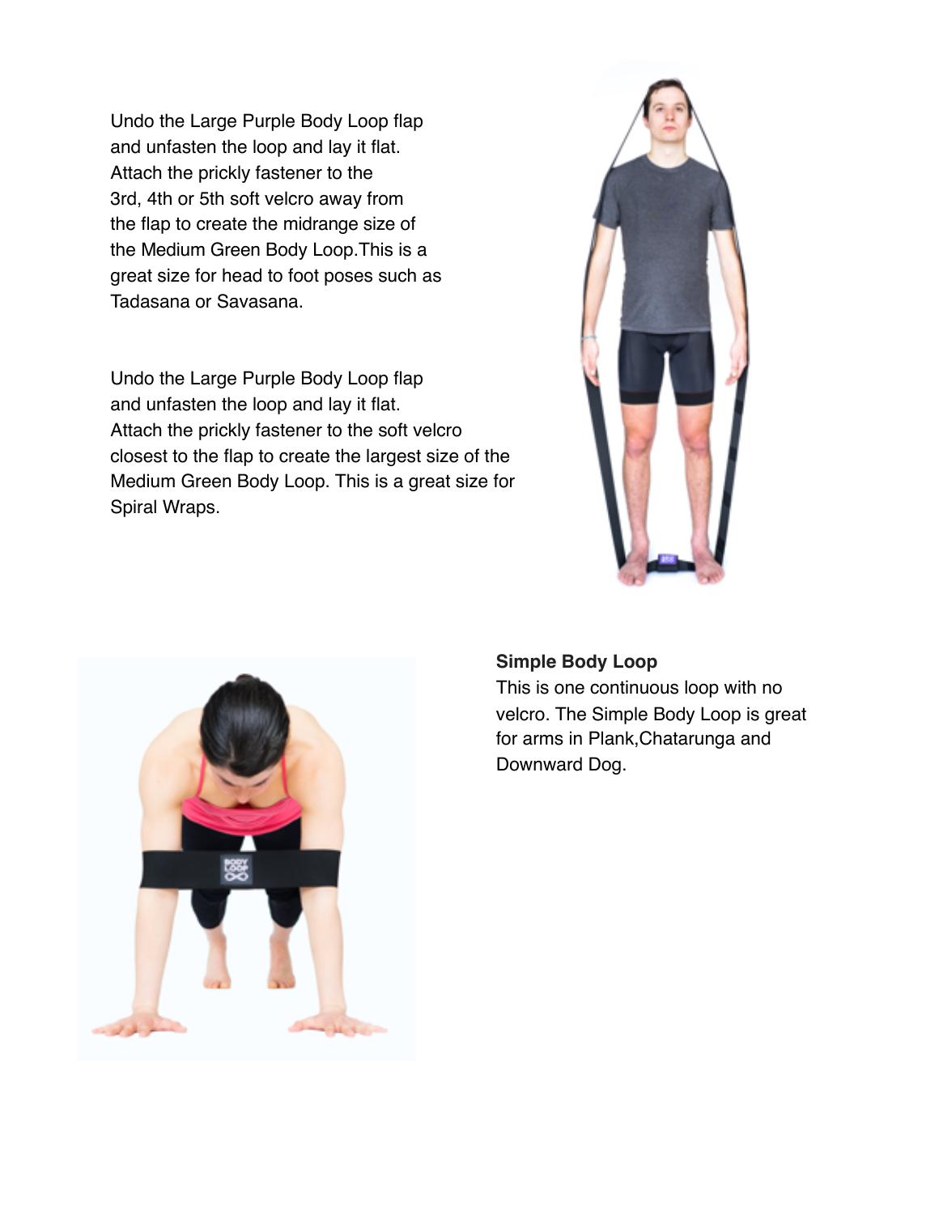Undo the Large Purple Body Loop flap and unfasten the loop and lay it flat. Attach the prickly fastener to the 3rd, 4th or 5th soft velcro away from the flap to create the midrange size of the Medium Green Body Loop.This is a great size for head to foot poses such as Tadasana or Savasana.

Undo the Large Purple Body Loop flap and unfasten the loop and lay it flat. Attach the prickly fastener to the soft velcro closest to the flap to create the largest size of the Medium Green Body Loop. This is a great size for Spiral Wraps.

**Simple Body Loop**

This is one continuous loop with no velcro. The Simple Body Loop is great for arms in Plank,Chatarunga and Downward Dog.